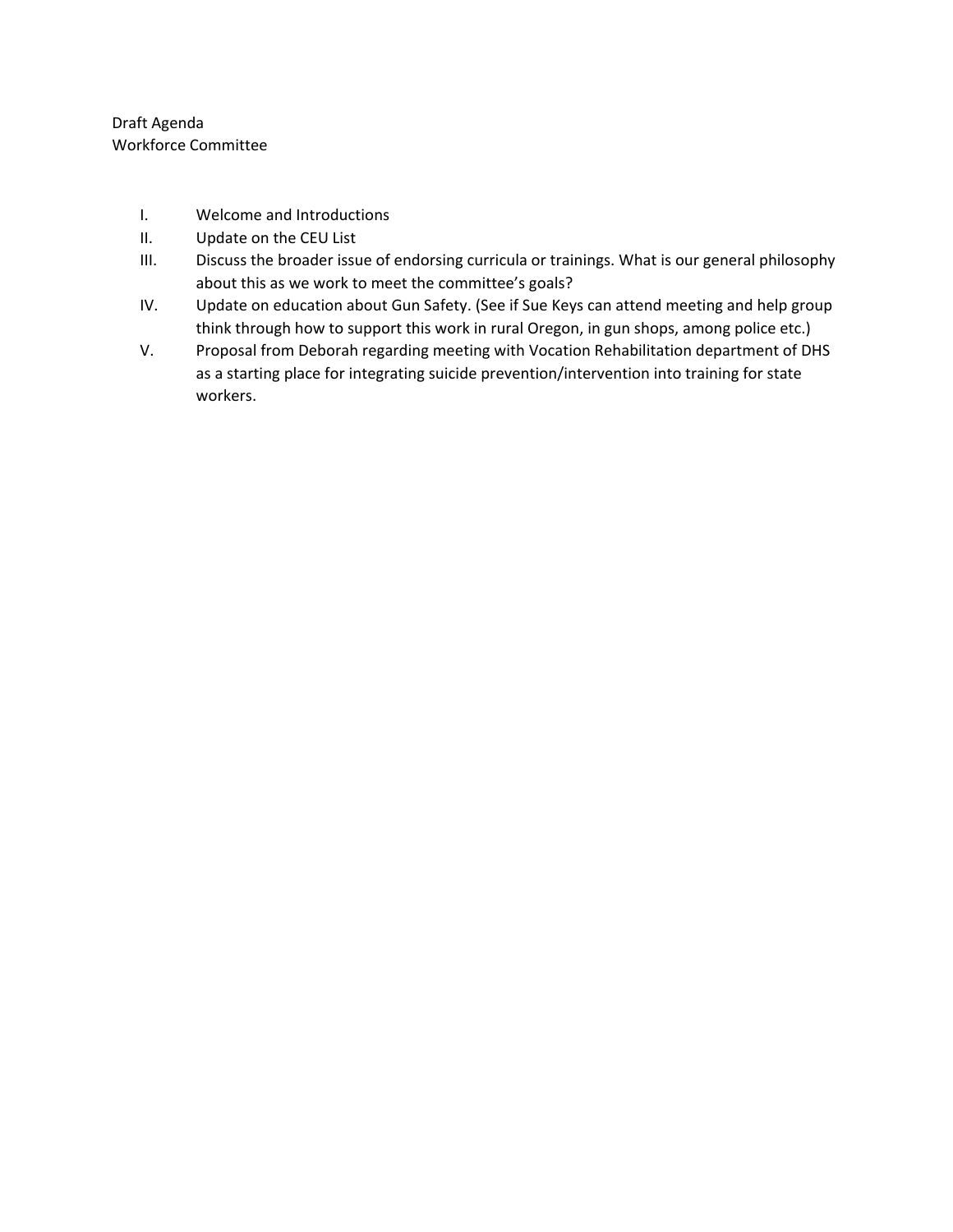Draft Agenda
Workforce Committee

I. Welcome and Introductions
II. Update on the CEU List
III. Discuss the broader issue of endorsing curricula or trainings. What is our general philosophy about this as we work to meet the committee's goals?
IV. Update on education about Gun Safety. (See if Sue Keys can attend meeting and help group think through how to support this work in rural Oregon, in gun shops, among police etc.)
V. Proposal from Deborah regarding meeting with Vocation Rehabilitation department of DHS as a starting place for integrating suicide prevention/intervention into training for state workers.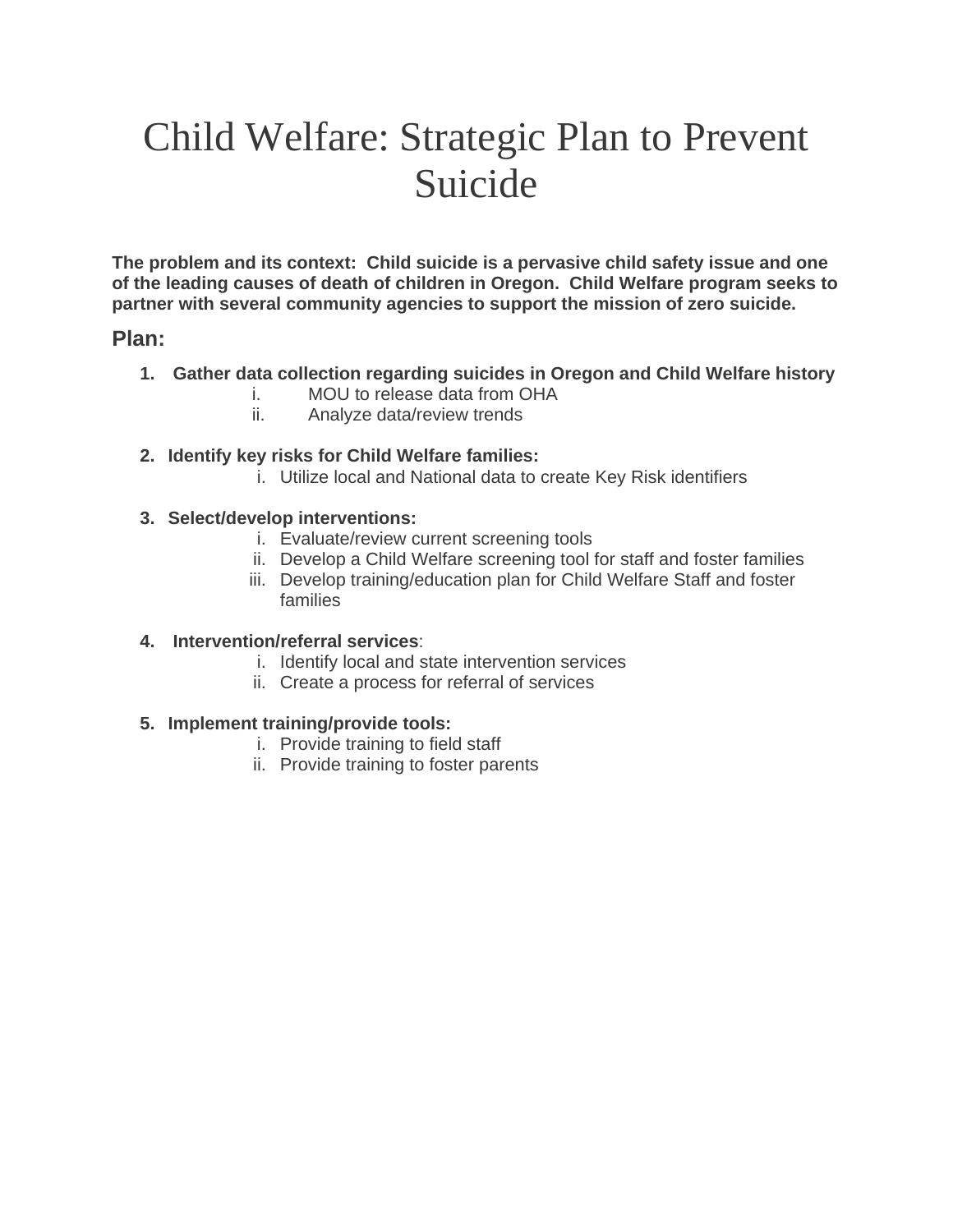# Child Welfare: Strategic Plan to Prevent Suicide

**The problem and its context: Child suicide is a pervasive child safety issue and one of the leading causes of death of children in Oregon. Child Welfare program seeks to partner with several community agencies to support the mission of zero suicide.**

## Plan:

1. **Gather data collection regarding suicides in Oregon and Child Welfare history**
   1. MOU to release data from OHA
   2. Analyze data/review trends

2. **Identify key risks for Child Welfare families:**
   1. Utilize local and National data to create Key Risk identifiers

3. **Select/develop interventions:**
   1. Evaluate/review current screening tools
   2. Develop a Child Welfare screening tool for staff and foster families
   3. Develop training/education plan for Child Welfare Staff and foster families

4. **Intervention/referral services**:
   1. Identify local and state intervention services
   2. Create a process for referral of services

5. **Implement training/provide tools:**
   1. Provide training to field staff
   2. Provide training to foster parents